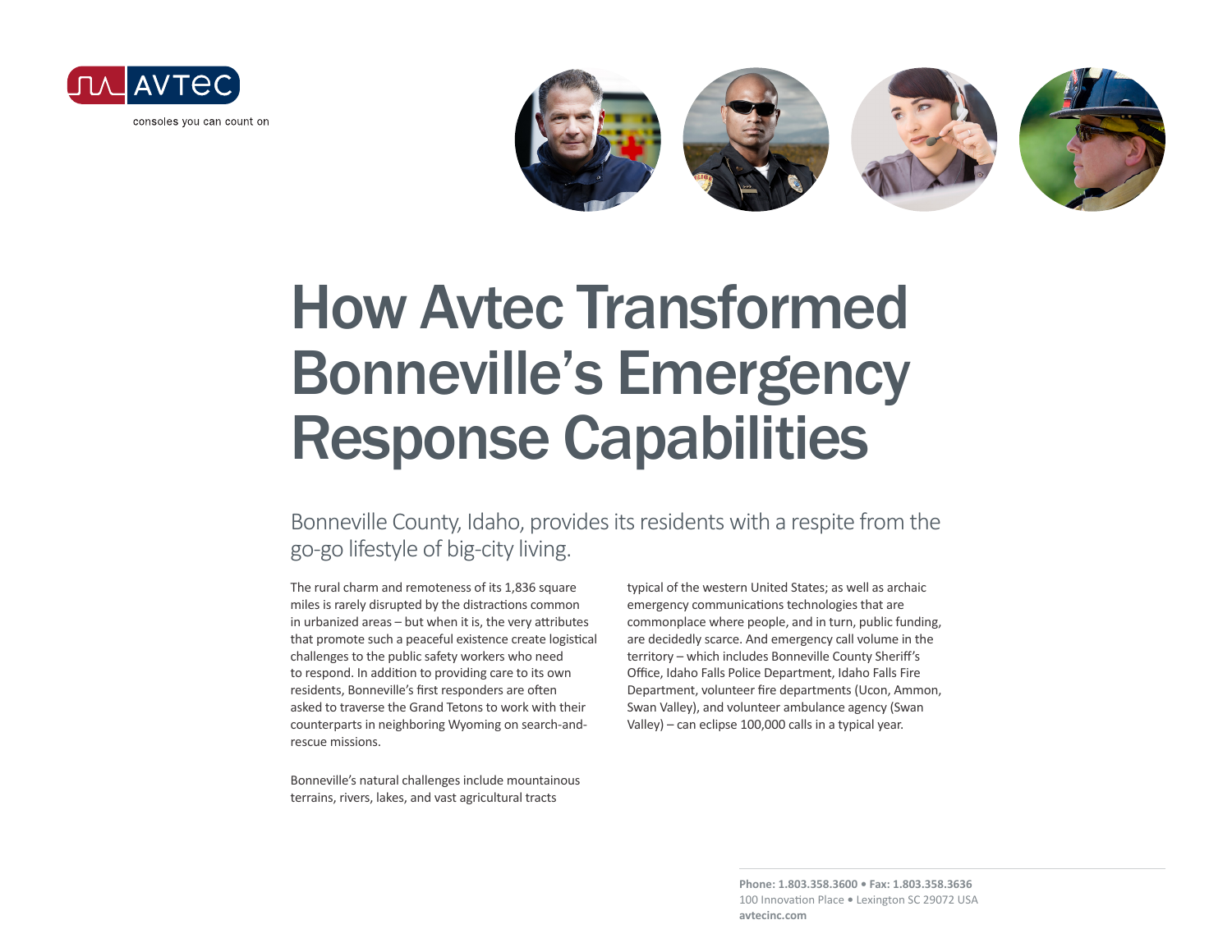AVTEC

consoles you can count on

# How Avtec Transformed Bonneville's Emergency Response Capabilities

## Bonneville County, Idaho, provides its residents with a respite from the go-go lifestyle of big-city living.

The rural charm and remoteness of its 1,836 square miles is rarely disrupted by the distractions common in urbanized areas – but when it is, the very attributes that promote such a peaceful existence create logistical challenges to the public safety workers who need to respond. In addition to providing care to its own residents, Bonneville's first responders are often asked to traverse the Grand Tetons to work with their counterparts in neighboring Wyoming on search-and-rescue missions.

Bonneville's natural challenges include mountainous terrains, rivers, lakes, and vast agricultural tracts typical of the western United States; as well as archaic emergency communications technologies that are commonplace where people, and in turn, public funding, are decidedly scarce. And emergency call volume in the territory – which includes Bonneville County Sheriff's Office, Idaho Falls Police Department, Idaho Falls Fire Department, volunteer fire departments (Ucon, Ammon, Swan Valley), and volunteer ambulance agency (Swan Valley) – can eclipse 100,000 calls in a typical year.

**Phone: 1.803.358.3600 • Fax: 1.803.358.3636**
100 Innovation Place • Lexington SC 29072 USA
**avtecinc.com**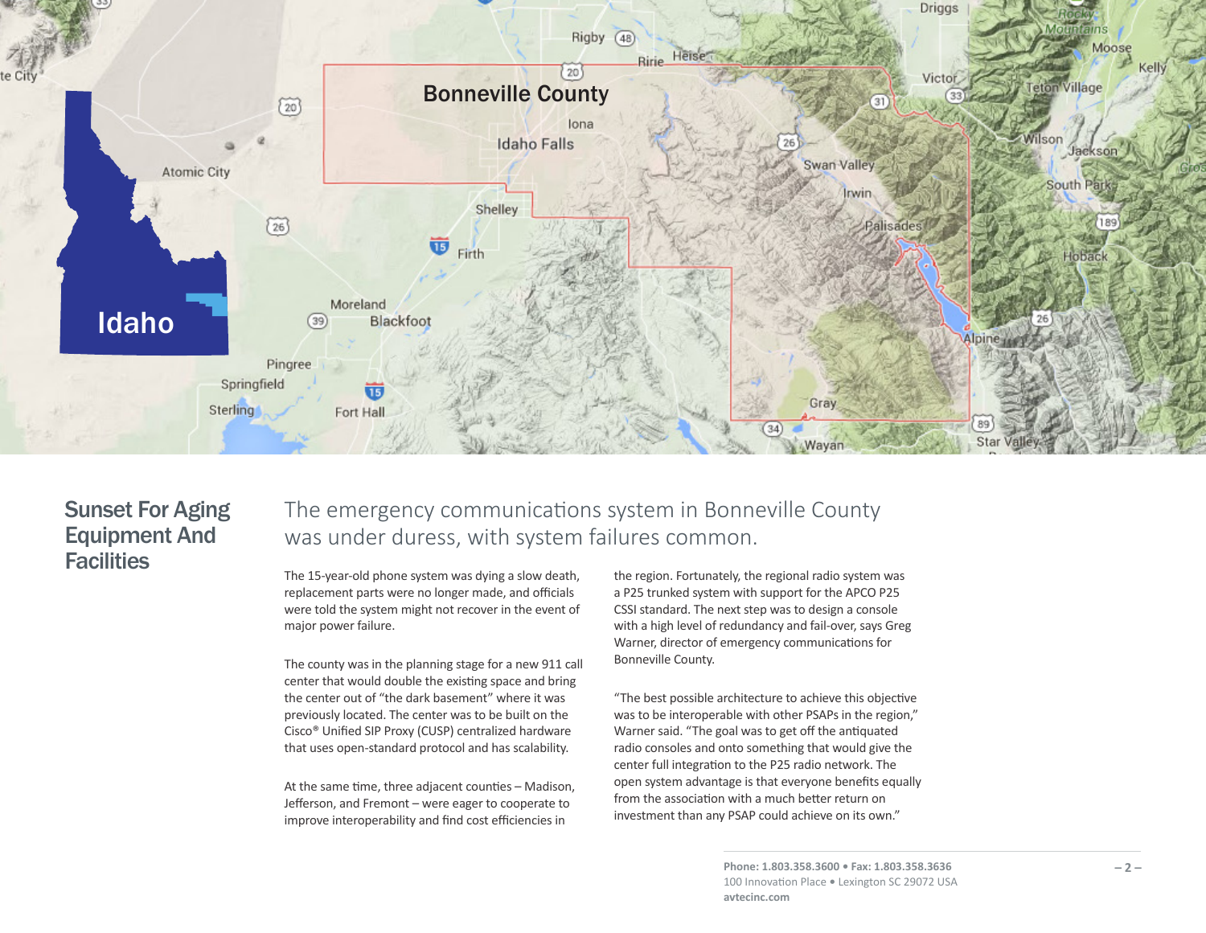## Sunset For Aging Equipment And Facilities

### The emergency communications system in Bonneville County was under duress, with system failures common.

The 15-year-old phone system was dying a slow death, replacement parts were no longer made, and officials were told the system might not recover in the event of major power failure.

The county was in the planning stage for a new 911 call center that would double the existing space and bring the center out of "the dark basement" where it was previously located. The center was to be built on the Cisco® Unified SIP Proxy (CUSP) centralized hardware that uses open-standard protocol and has scalability.

At the same time, three adjacent counties – Madison, Jefferson, and Fremont – were eager to cooperate to improve interoperability and find cost efficiencies in the region. Fortunately, the regional radio system was a P25 trunked system with support for the APCO P25 CSSI standard. The next step was to design a console with a high level of redundancy and fail-over, says Greg Warner, director of emergency communications for Bonneville County.

"The best possible architecture to achieve this objective was to be interoperable with other PSAPs in the region," Warner said. "The goal was to get off the antiquated radio consoles and onto something that would give the center full integration to the P25 radio network. The open system advantage is that everyone benefits equally from the association with a much better return on investment than any PSAP could achieve on its own."

**Phone: 1.803.358.3600 • Fax: 1.803.358.3636**
100 Innovation Place • Lexington SC 29072 USA
**avtecinc.com**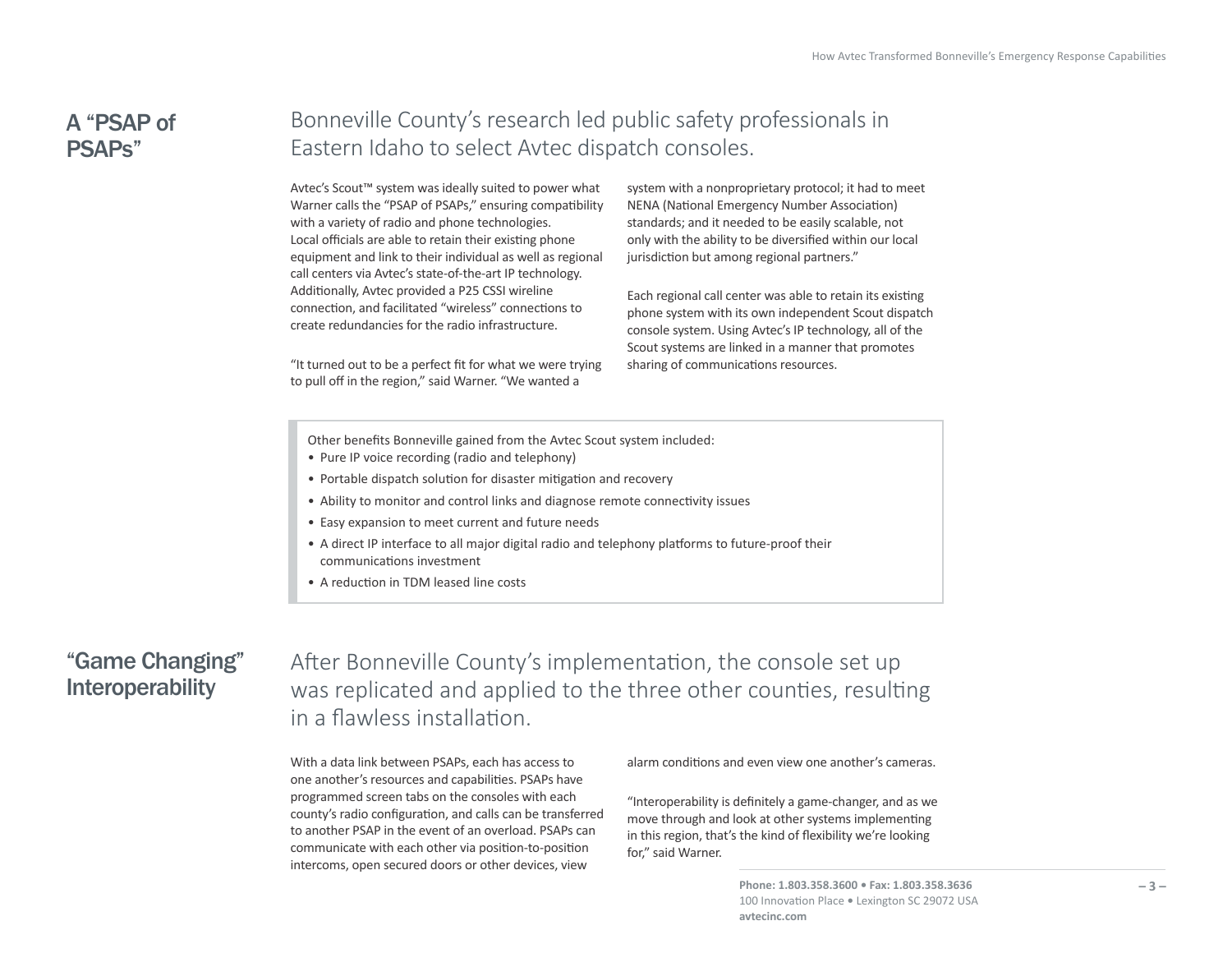## A "PSAP of PSAPs"

### Bonneville County's research led public safety professionals in Eastern Idaho to select Avtec dispatch consoles.

Avtec's Scout™ system was ideally suited to power what Warner calls the "PSAP of PSAPs," ensuring compatibility with a variety of radio and phone technologies. Local officials are able to retain their existing phone equipment and link to their individual as well as regional call centers via Avtec's state-of-the-art IP technology. Additionally, Avtec provided a P25 CSSI wireline connection, and facilitated "wireless" connections to create redundancies for the radio infrastructure.

"It turned out to be a perfect fit for what we were trying to pull off in the region," said Warner. "We wanted a system with a nonproprietary protocol; it had to meet NENA (National Emergency Number Association) standards; and it needed to be easily scalable, not only with the ability to be diversified within our local jurisdiction but among regional partners."

Each regional call center was able to retain its existing phone system with its own independent Scout dispatch console system. Using Avtec's IP technology, all of the Scout systems are linked in a manner that promotes sharing of communications resources.

Other benefits Bonneville gained from the Avtec Scout system included:

- Pure IP voice recording (radio and telephony)
- Portable dispatch solution for disaster mitigation and recovery
- Ability to monitor and control links and diagnose remote connectivity issues
- Easy expansion to meet current and future needs
- A direct IP interface to all major digital radio and telephony platforms to future-proof their communications investment
- A reduction in TDM leased line costs

## "Game Changing" Interoperability

### After Bonneville County's implementation, the console set up was replicated and applied to the three other counties, resulting in a flawless installation.

With a data link between PSAPs, each has access to one another's resources and capabilities. PSAPs have programmed screen tabs on the consoles with each county's radio configuration, and calls can be transferred to another PSAP in the event of an overload. PSAPs can communicate with each other via position-to-position intercoms, open secured doors or other devices, view alarm conditions and even view one another's cameras.

"Interoperability is definitely a game-changer, and as we move through and look at other systems implementing in this region, that's the kind of flexibility we're looking for," said Warner.

**Phone: 1.803.358.3600 • Fax: 1.803.358.3636**
100 Innovation Place • Lexington SC 29072 USA
**avtecinc.com**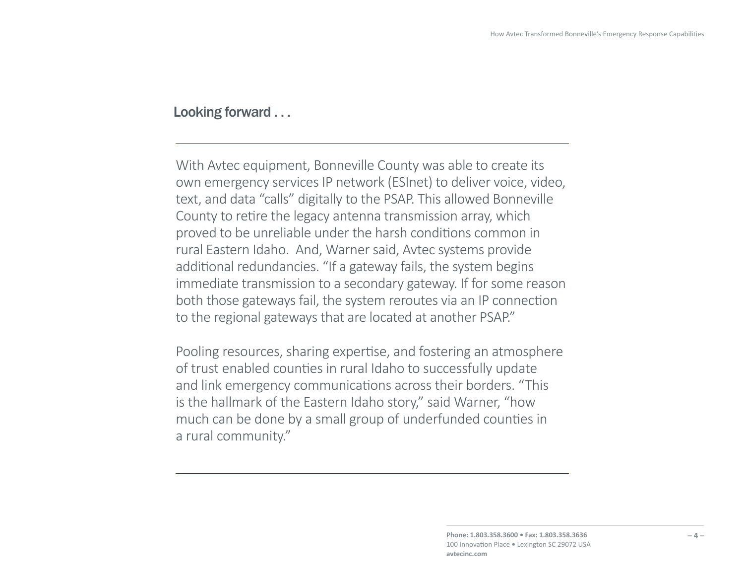## Looking forward . . .

---

With Avtec equipment, Bonneville County was able to create its own emergency services IP network (ESInet) to deliver voice, video, text, and data "calls" digitally to the PSAP. This allowed Bonneville County to retire the legacy antenna transmission array, which proved to be unreliable under the harsh conditions common in rural Eastern Idaho. And, Warner said, Avtec systems provide additional redundancies. "If a gateway fails, the system begins immediate transmission to a secondary gateway. If for some reason both those gateways fail, the system reroutes via an IP connection to the regional gateways that are located at another PSAP."

Pooling resources, sharing expertise, and fostering an atmosphere of trust enabled counties in rural Idaho to successfully update and link emergency communications across their borders. "This is the hallmark of the Eastern Idaho story," said Warner, "how much can be done by a small group of underfunded counties in a rural community."

---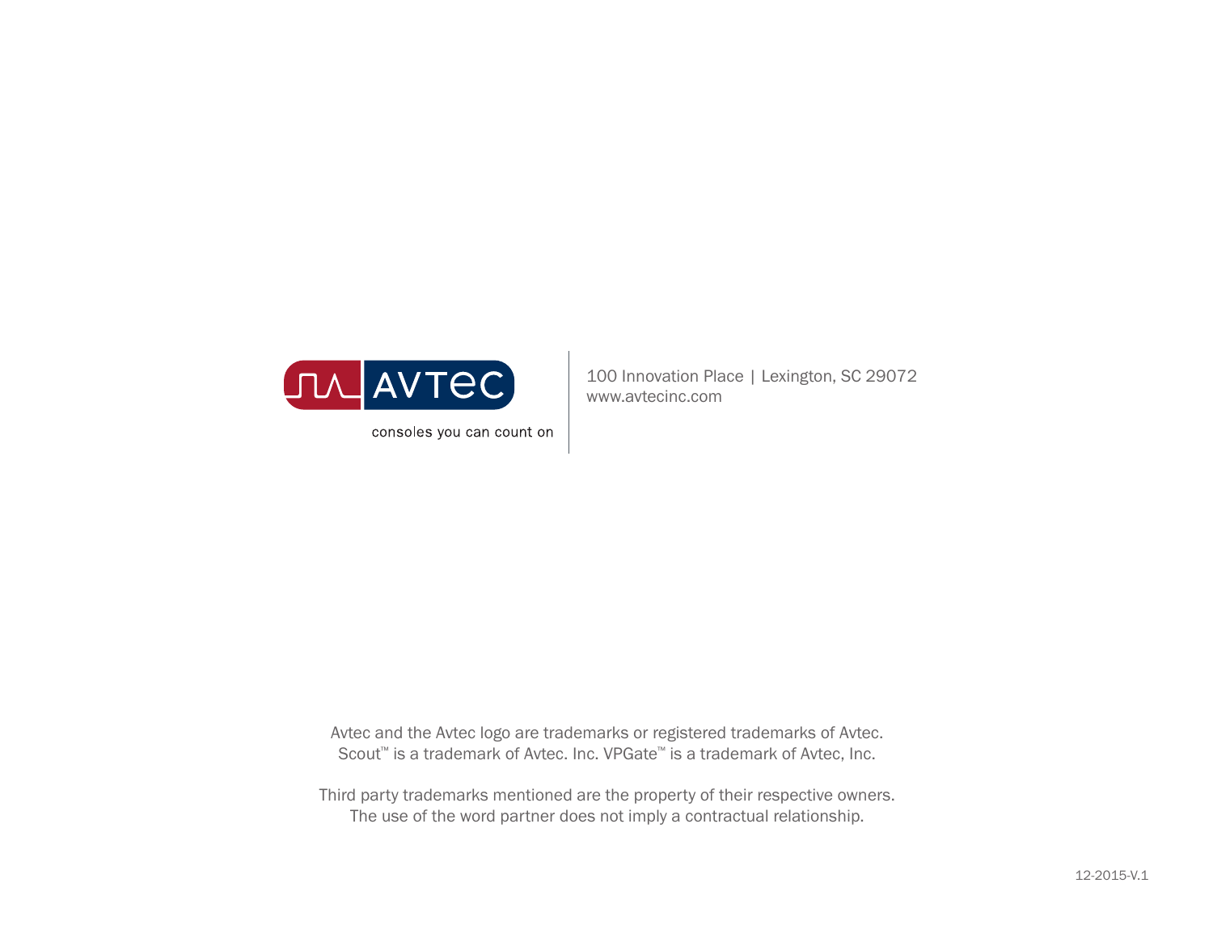AVTEC

consoles you can count on

100 Innovation Place | Lexington, SC 29072
www.avtecinc.com

Avtec and the Avtec logo are trademarks or registered trademarks of Avtec.
Scout™ is a trademark of Avtec. Inc. VPGate™ is a trademark of Avtec, Inc.

Third party trademarks mentioned are the property of their respective owners.
The use of the word partner does not imply a contractual relationship.

12-2015-V.1